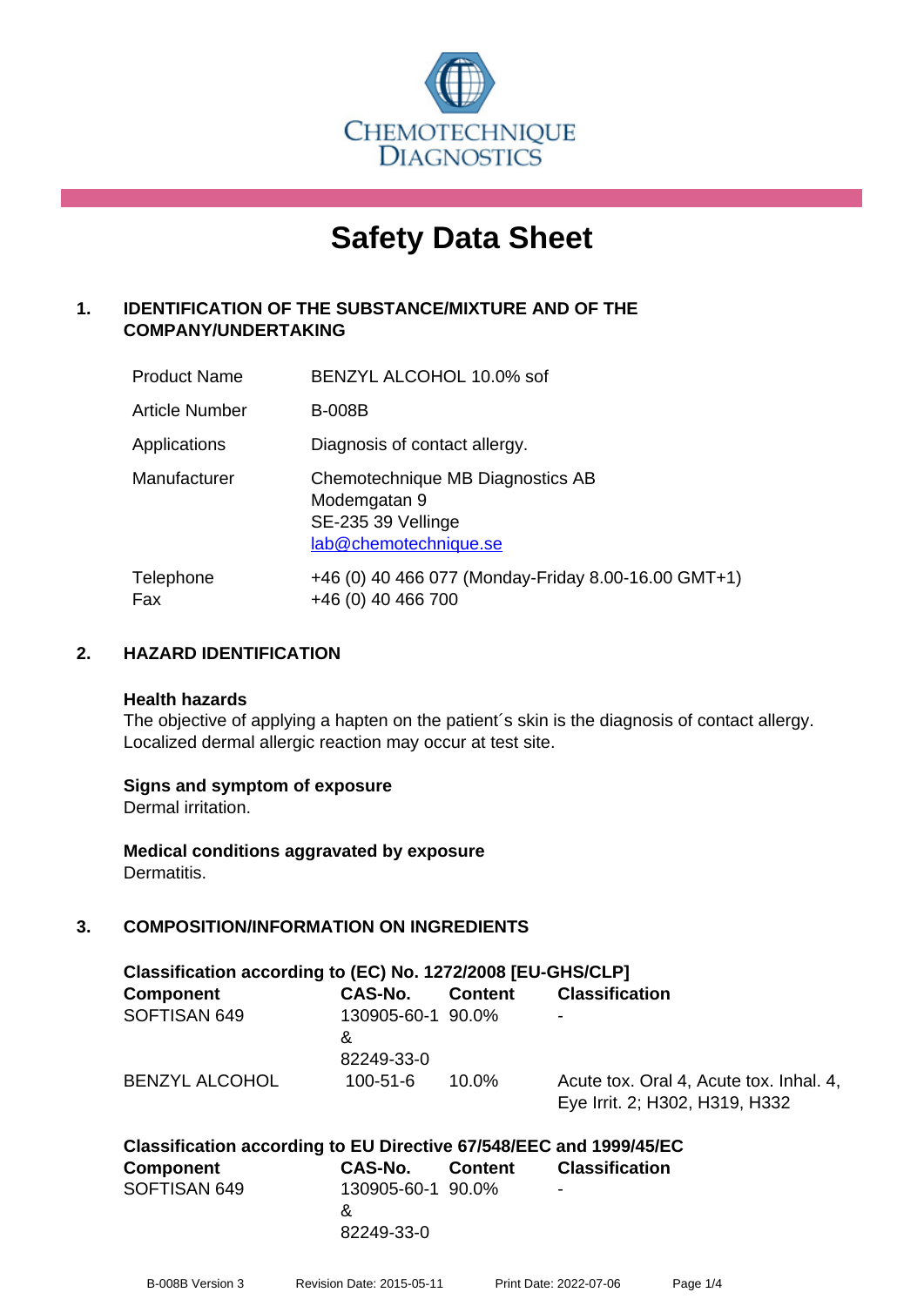CHEMOTECHNIQUE DIAGNOSTICS

# Safety Data Sheet

## 1. IDENTIFICATION OF THE SUBSTANCE/MIXTURE AND OF THE COMPANY/UNDERTAKING

| | |
|---|---|
| Product Name | BENZYL ALCOHOL 10.0% sof |
| Article Number | B-008B |
| Applications | Diagnosis of contact allergy. |
| Manufacturer | Chemotechnique MB Diagnostics AB<br>Modemgatan 9<br>SE-235 39 Vellinge<br>lab@chemotechnique.se |
| Telephone<br>Fax | +46 (0) 40 466 077 (Monday-Friday 8.00-16.00 GMT+1)<br>+46 (0) 40 466 700 |

## 2. HAZARD IDENTIFICATION

**Health hazards**
The objective of applying a hapten on the patient´s skin is the diagnosis of contact allergy. Localized dermal allergic reaction may occur at test site.

**Signs and symptom of exposure**
Dermal irritation.

**Medical conditions aggravated by exposure**
Dermatitis.

## 3. COMPOSITION/INFORMATION ON INGREDIENTS

**Classification according to (EC) No. 1272/2008 [EU-GHS/CLP]**

| Component | CAS-No. | Content | Classification |
|---|---|---|---|
| SOFTISAN 649 | 130905-60-1 & 82249-33-0 | 90.0% | - |
| BENZYL ALCOHOL | 100-51-6 | 10.0% | Acute tox. Oral 4, Acute tox. Inhal. 4, Eye Irrit. 2; H302, H319, H332 |

**Classification according to EU Directive 67/548/EEC and 1999/45/EC**

| Component | CAS-No. | Content | Classification |
|---|---|---|---|
| SOFTISAN 649 | 130905-60-1 & 82249-33-0 | 90.0% | - |

B-008B Version 3 Revision Date: 2015-05-11 Print Date: 2022-07-06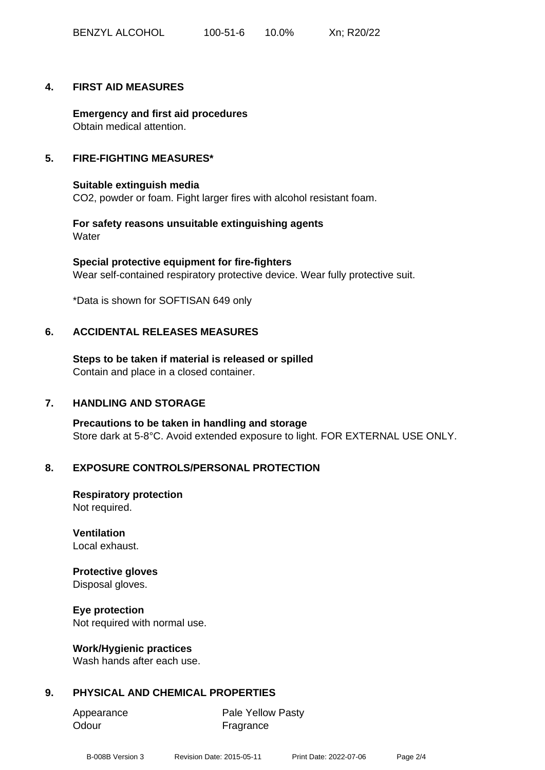| BENZYL ALCOHOL | 100-51-6 | 10.0% | Xn; R20/22 |
|---|---|---|---|

## 4. FIRST AID MEASURES

**Emergency and first aid procedures**
Obtain medical attention.

## 5. FIRE-FIGHTING MEASURES*

**Suitable extinguish media**
$CO_2$, powder or foam. Fight larger fires with alcohol resistant foam.

**For safety reasons unsuitable extinguishing agents**
Water

**Special protective equipment for fire-fighters**
Wear self-contained respiratory protective device. Wear fully protective suit.

*Data is shown for SOFTISAN 649 only

## 6. ACCIDENTAL RELEASES MEASURES

**Steps to be taken if material is released or spilled**
Contain and place in a closed container.

## 7. HANDLING AND STORAGE

**Precautions to be taken in handling and storage**
Store dark at 5-8°C. Avoid extended exposure to light. FOR EXTERNAL USE ONLY.

## 8. EXPOSURE CONTROLS/PERSONAL PROTECTION

**Respiratory protection**
Not required.

**Ventilation**
Local exhaust.

**Protective gloves**
Disposal gloves.

**Eye protection**
Not required with normal use.

**Work/Hygienic practices**
Wash hands after each use.

## 9. PHYSICAL AND CHEMICAL PROPERTIES

| Appearance | Pale Yellow Pasty |
|---|---|
| Odour | Fragrance |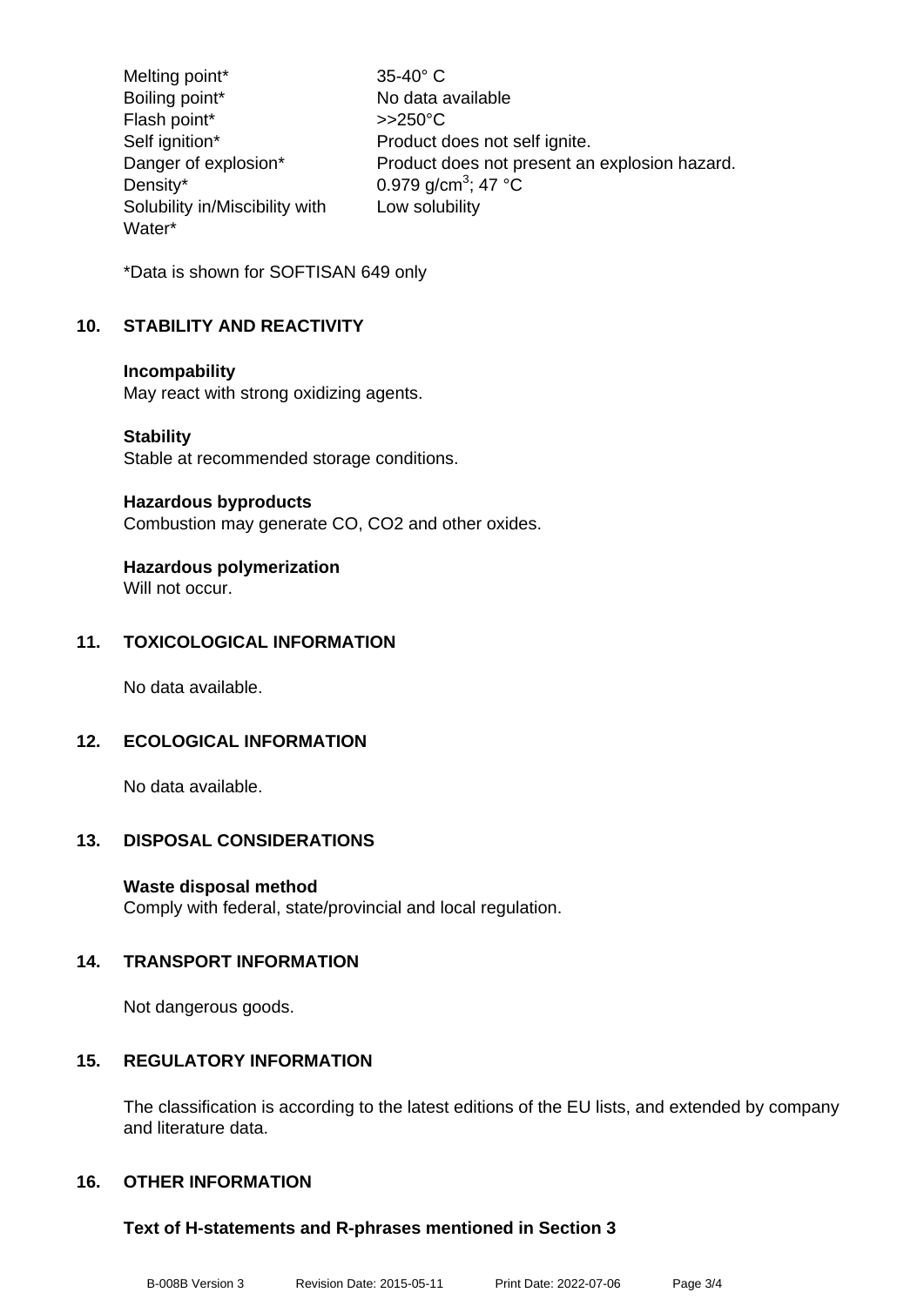| | |
|---|---|
| Melting point* | 35-40° C |
| Boiling point* | No data available |
| Flash point* | >>250°C |
| Self ignition* | Product does not self ignite. |
| Danger of explosion* | Product does not present an explosion hazard. |
| Density* | 0.979 g/cm$^3$; 47 °C |
| Solubility in/Miscibility with Water* | Low solubility |

*Data is shown for SOFTISAN 649 only

## 10. STABILITY AND REACTIVITY

**Incompability**
May react with strong oxidizing agents.

**Stability**
Stable at recommended storage conditions.

**Hazardous byproducts**
Combustion may generate CO, CO2 and other oxides.

**Hazardous polymerization**
Will not occur.

## 11. TOXICOLOGICAL INFORMATION

No data available.

## 12. ECOLOGICAL INFORMATION

No data available.

## 13. DISPOSAL CONSIDERATIONS

**Waste disposal method**
Comply with federal, state/provincial and local regulation.

## 14. TRANSPORT INFORMATION

Not dangerous goods.

## 15. REGULATORY INFORMATION

The classification is according to the latest editions of the EU lists, and extended by company and literature data.

## 16. OTHER INFORMATION

**Text of H-statements and R-phrases mentioned in Section 3**

B-008B Version 3 Revision Date: 2015-05-11 Print Date: 2022-07-06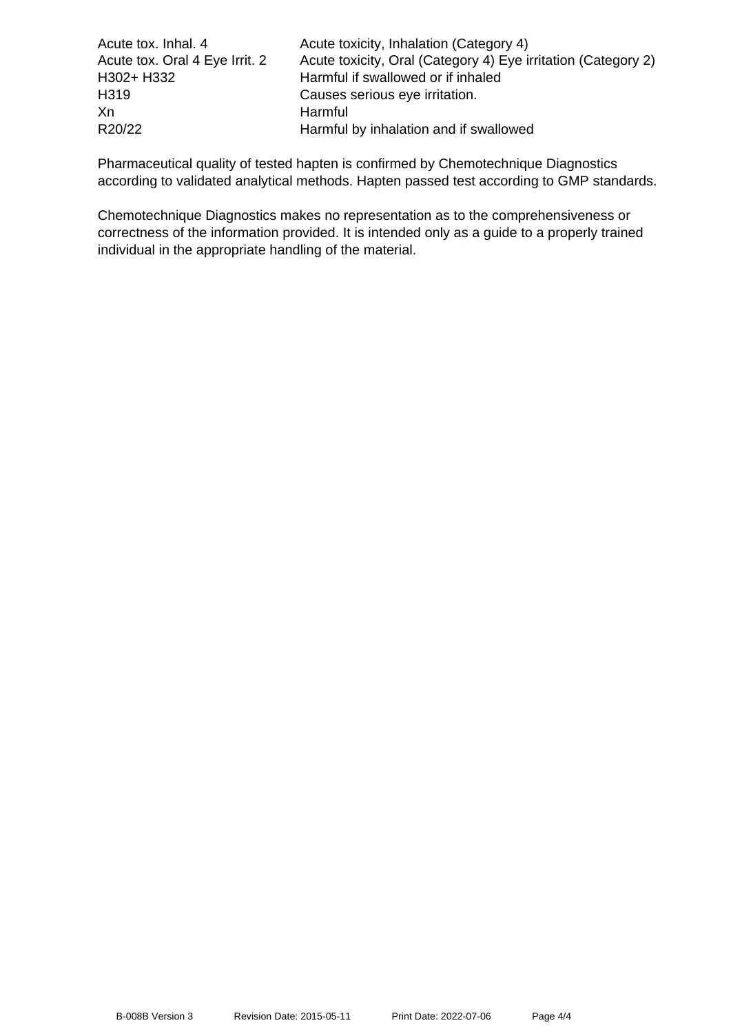| | |
|---|---|
| Acute tox. Inhal. 4 | Acute toxicity, Inhalation (Category 4) |
| Acute tox. Oral 4 Eye Irrit. 2 | Acute toxicity, Oral (Category 4) Eye irritation (Category 2) |
| H302+ H332 | Harmful if swallowed or if inhaled |
| H319 | Causes serious eye irritation. |
| Xn | Harmful |
| R20/22 | Harmful by inhalation and if swallowed |

Pharmaceutical quality of tested hapten is confirmed by Chemotechnique Diagnostics according to validated analytical methods. Hapten passed test according to GMP standards.

Chemotechnique Diagnostics makes no representation as to the comprehensiveness or correctness of the information provided. It is intended only as a guide to a properly trained individual in the appropriate handling of the material.